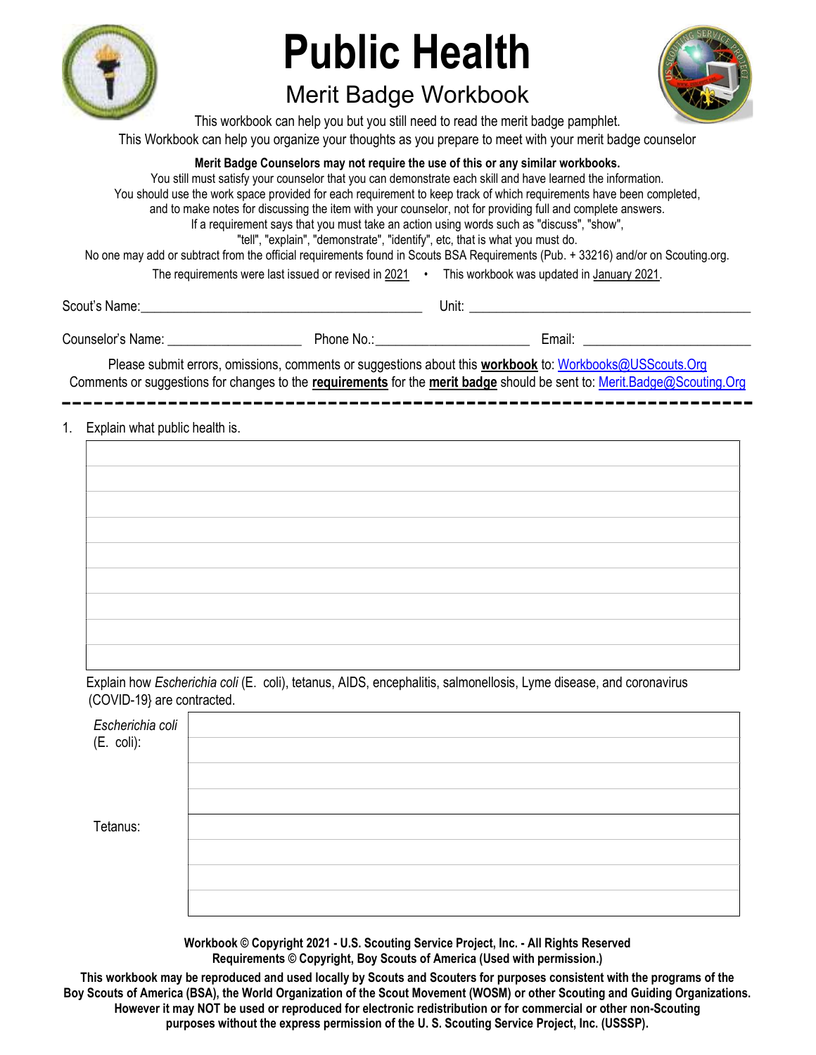# Public Health

## Merit Badge Workbook

This workbook can help you but you still need to read the merit badge pamphlet.

This Workbook can help you organize your thoughts as you prepare to meet with your merit badge counselor

**Merit Badge Counselors may not require the use of this or any similar workbooks.**

You still must satisfy your counselor that you can demonstrate each skill and have learned the information.

You should use the work space provided for each requirement to keep track of which requirements have been completed, and to make notes for discussing the item with your counselor, not for providing full and complete answers.

If a requirement says that you must take an action using words such as "discuss", "show", "tell", "explain", "demonstrate", "identify", etc, that is what you must do.

No one may add or subtract from the official requirements found in Scouts BSA Requirements (Pub. + 33216) and/or on Scouting.org.

The requirements were last issued or revised in 2021 • This workbook was updated in January 2021.

Scout's Name:________________________________________ Unit: ________________________________________

Counselor's Name: ___________________ Phone No.:______________________ Email: ________________________

Please submit errors, omissions, comments or suggestions about this **workbook** to: Workbooks@USScouts.Org

Comments or suggestions for changes to the **requirements** for the **merit badge** should be sent to: Merit.Badge@Scouting.Org

---

1. Explain what public health is.

Explain how *Escherichia coli* (E. coli), tetanus, AIDS, encephalitis, salmonellosis, Lyme disease, and coronavirus (COVID-19} are contracted.

| | |
|---|---|
| *Escherichia coli* (E. coli): | |
| Tetanus: | |

**Workbook © Copyright 2021 - U.S. Scouting Service Project, Inc. - All Rights Reserved**
**Requirements © Copyright, Boy Scouts of America (Used with permission.)**

**This workbook may be reproduced and used locally by Scouts and Scouters for purposes consistent with the programs of the Boy Scouts of America (BSA), the World Organization of the Scout Movement (WOSM) or other Scouting and Guiding Organizations. However it may NOT be used or reproduced for electronic redistribution or for commercial or other non-Scouting purposes without the express permission of the U. S. Scouting Service Project, Inc. (USSSP).**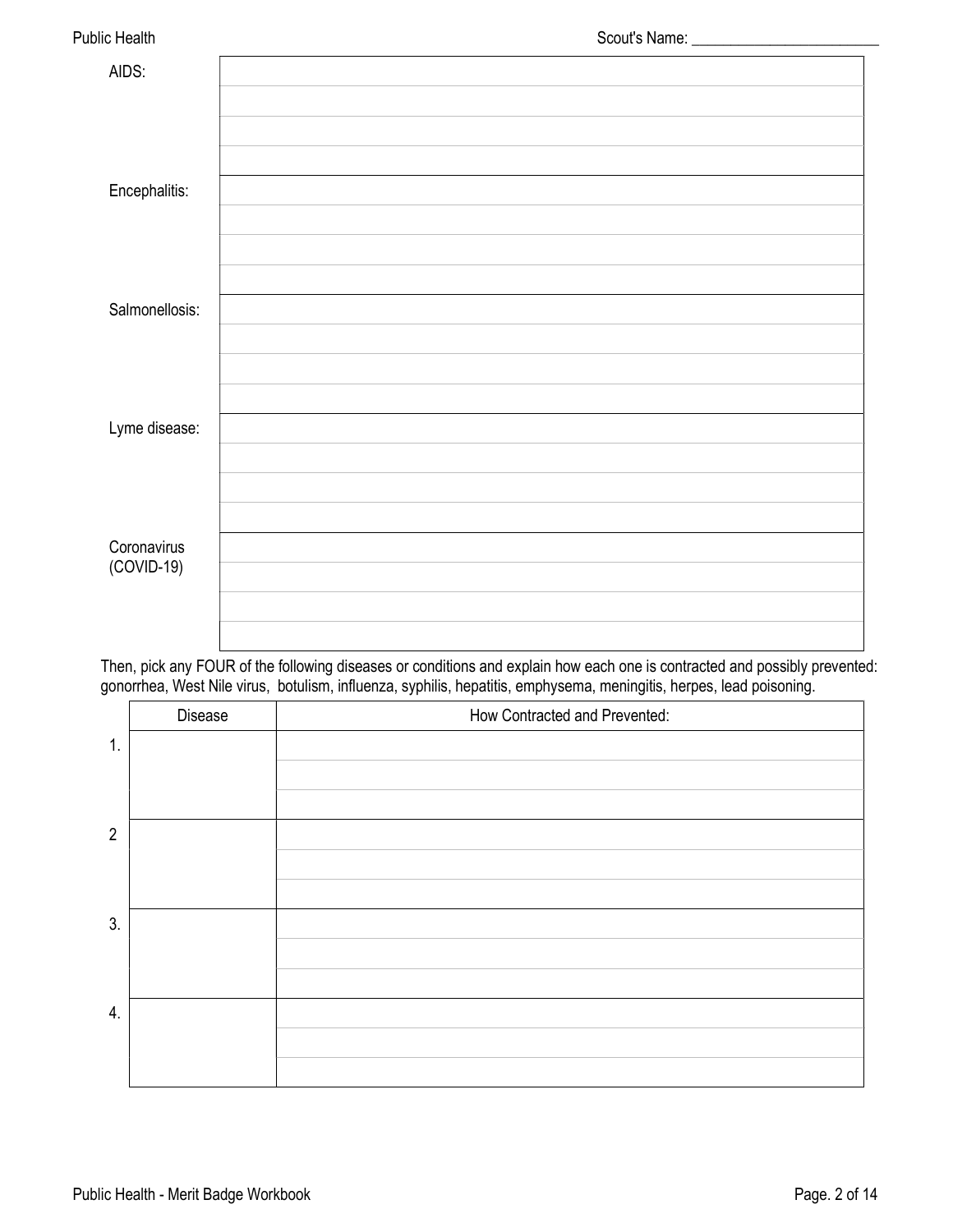| | |
|---|---|
| AIDS: | |
| | |
| | |
| | |
| Encephalitis: | |
| | |
| | |
| | |
| Salmonellosis: | |
| | |
| | |
| | |
| Lyme disease: | |
| | |
| | |
| | |
| Coronavirus (COVID-19) | |
| | |
| | |
| | |

Then, pick any FOUR of the following diseases or conditions and explain how each one is contracted and possibly prevented: gonorrhea, West Nile virus, botulism, influenza, syphilis, hepatitis, emphysema, meningitis, herpes, lead poisoning.

| | Disease | How Contracted and Prevented: |
|---|---|---|
| 1. | | |
| | | |
| | | |
| 2 | | |
| | | |
| | | |
| 3. | | |
| | | |
| | | |
| 4. | | |
| | | |
| | | |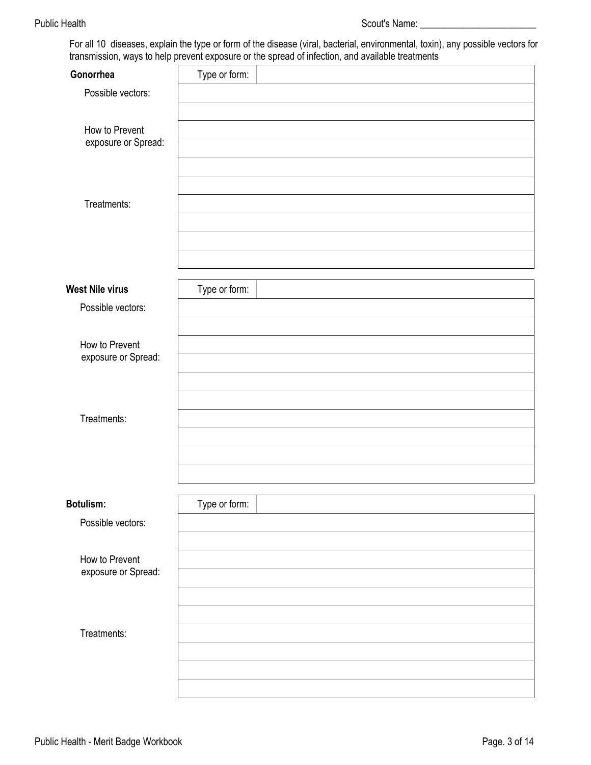Scout's Name: ________________________

For all 10 diseases, explain the type or form of the disease (viral, bacterial, environmental, toxin), any possible vectors for transmission, ways to help prevent exposure or the spread of infection, and available treatments

**Gonorrhea**

| | |
|---|---|
| | Type or form: |
| Possible vectors: | |
| | |
| How to Prevent exposure or Spread: | |
| | |
| | |
| | |
| Treatments: | |
| | |
| | |
| | |

**West Nile virus**

| | |
|---|---|
| | Type or form: |
| Possible vectors: | |
| | |
| How to Prevent exposure or Spread: | |
| | |
| | |
| | |
| Treatments: | |
| | |
| | |
| | |

**Botulism:**

| | |
|---|---|
| | Type or form: |
| Possible vectors: | |
| | |
| How to Prevent exposure or Spread: | |
| | |
| | |
| | |
| Treatments: | |
| | |
| | |
| | |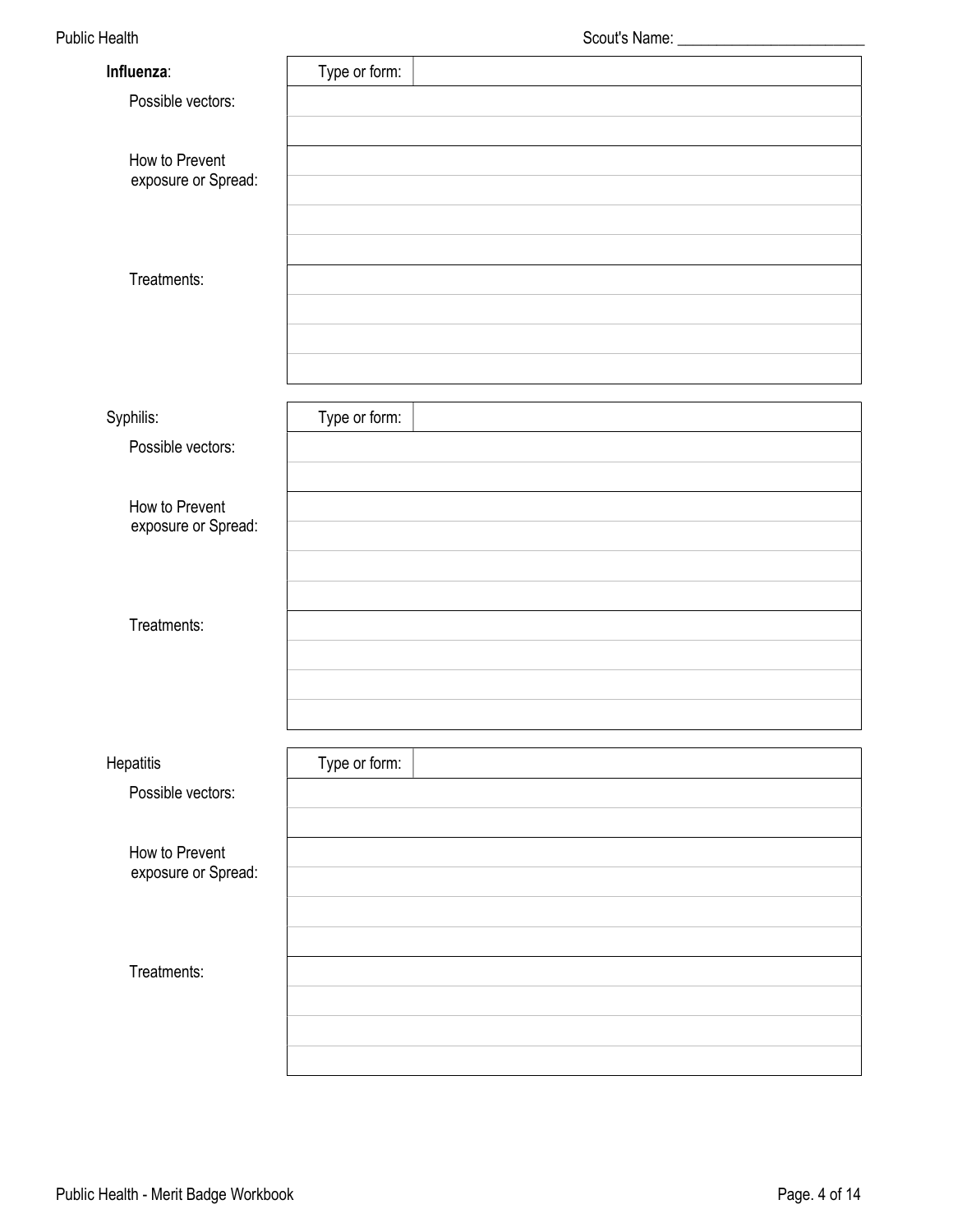Scout's Name: ________________________

**Influenza**:

| | | |
|---|---|---|
| | Type or form: | |
| Possible vectors: | | |
| | | |
| How to Prevent exposure or Spread: | | |
| | | |
| | | |
| | | |
| Treatments: | | |
| | | |
| | | |
| | | |

Syphilis:

| | | |
|---|---|---|
| | Type or form: | |
| Possible vectors: | | |
| | | |
| How to Prevent exposure or Spread: | | |
| | | |
| | | |
| | | |
| Treatments: | | |
| | | |
| | | |
| | | |

Hepatitis

| | | |
|---|---|---|
| | Type or form: | |
| Possible vectors: | | |
| | | |
| How to Prevent exposure or Spread: | | |
| | | |
| | | |
| | | |
| Treatments: | | |
| | | |
| | | |
| | | |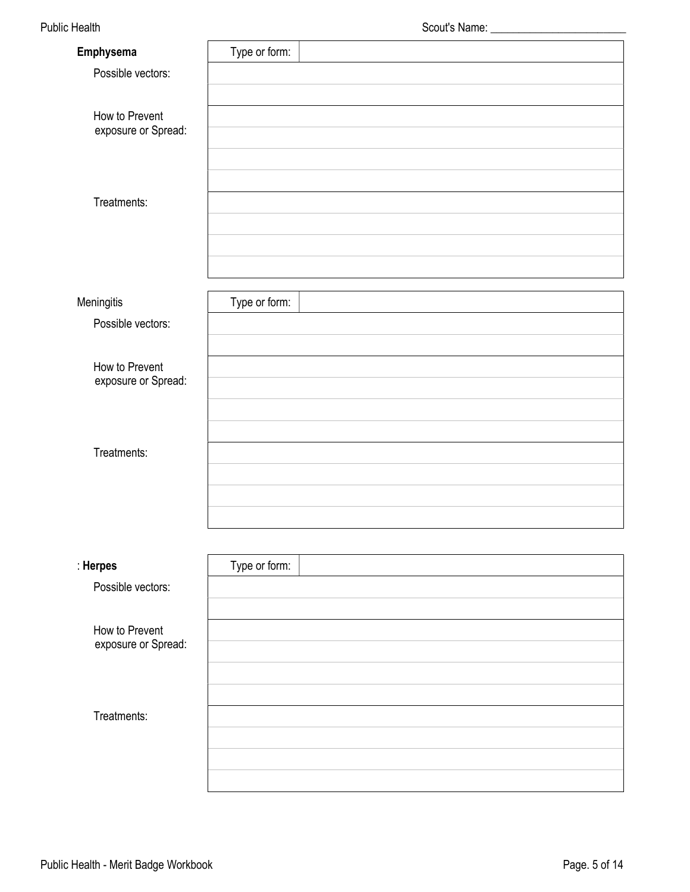Scout's Name: ________________________

| **Emphysema** | Type or form: | |
|---|---|---|
| Possible vectors: | | |
| | | |
| How to Prevent exposure or Spread: | | |
| | | |
| | | |
| | | |
| Treatments: | | |
| | | |
| | | |
| | | |

| Meningitis | Type or form: | |
|---|---|---|
| Possible vectors: | | |
| | | |
| How to Prevent exposure or Spread: | | |
| | | |
| | | |
| | | |
| Treatments: | | |
| | | |
| | | |
| | | |

| : **Herpes** | Type or form: | |
|---|---|---|
| Possible vectors: | | |
| | | |
| How to Prevent exposure or Spread: | | |
| | | |
| | | |
| | | |
| Treatments: | | |
| | | |
| | | |
| | | |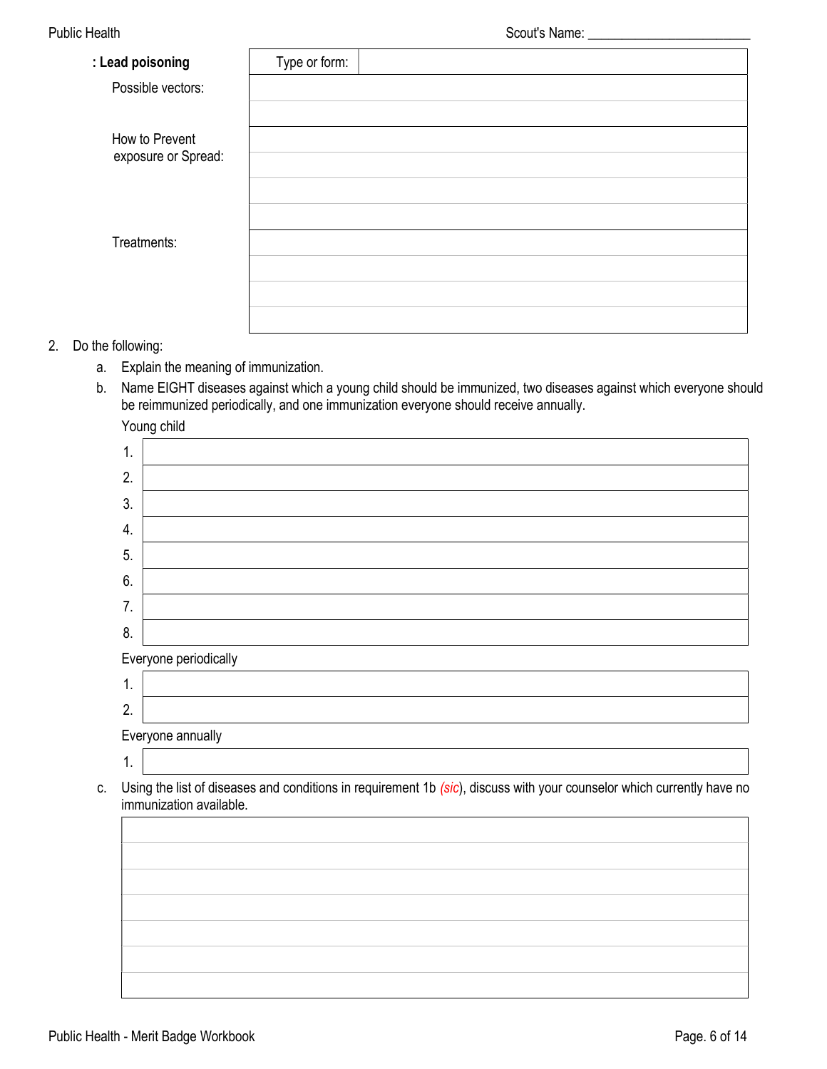| **: Lead poisoning** | Type or form: | |
|---|---|---|
| Possible vectors: | | |
| | | |
| How to Prevent exposure or Spread: | | |
| | | |
| | | |
| | | |
| Treatments: | | |
| | | |
| | | |
| | | |

2. Do the following:
   a. Explain the meaning of immunization.
   b. Name EIGHT diseases against which a young child should be immunized, two diseases against which everyone should be reimmunized periodically, and one immunization everyone should receive annually.

Young child

| | |
|---|---|
| 1. | |
| 2. | |
| 3. | |
| 4. | |
| 5. | |
| 6. | |
| 7. | |
| 8. | |

Everyone periodically

| | |
|---|---|
| 1. | |
| 2. | |

Everyone annually

| | |
|---|---|
| 1. | |

   c. Using the list of diseases and conditions in requirement 1b *(sic)*, discuss with your counselor which currently have no immunization available.

| |
|---|
| |
| |
| |
| |
| |
| |
| |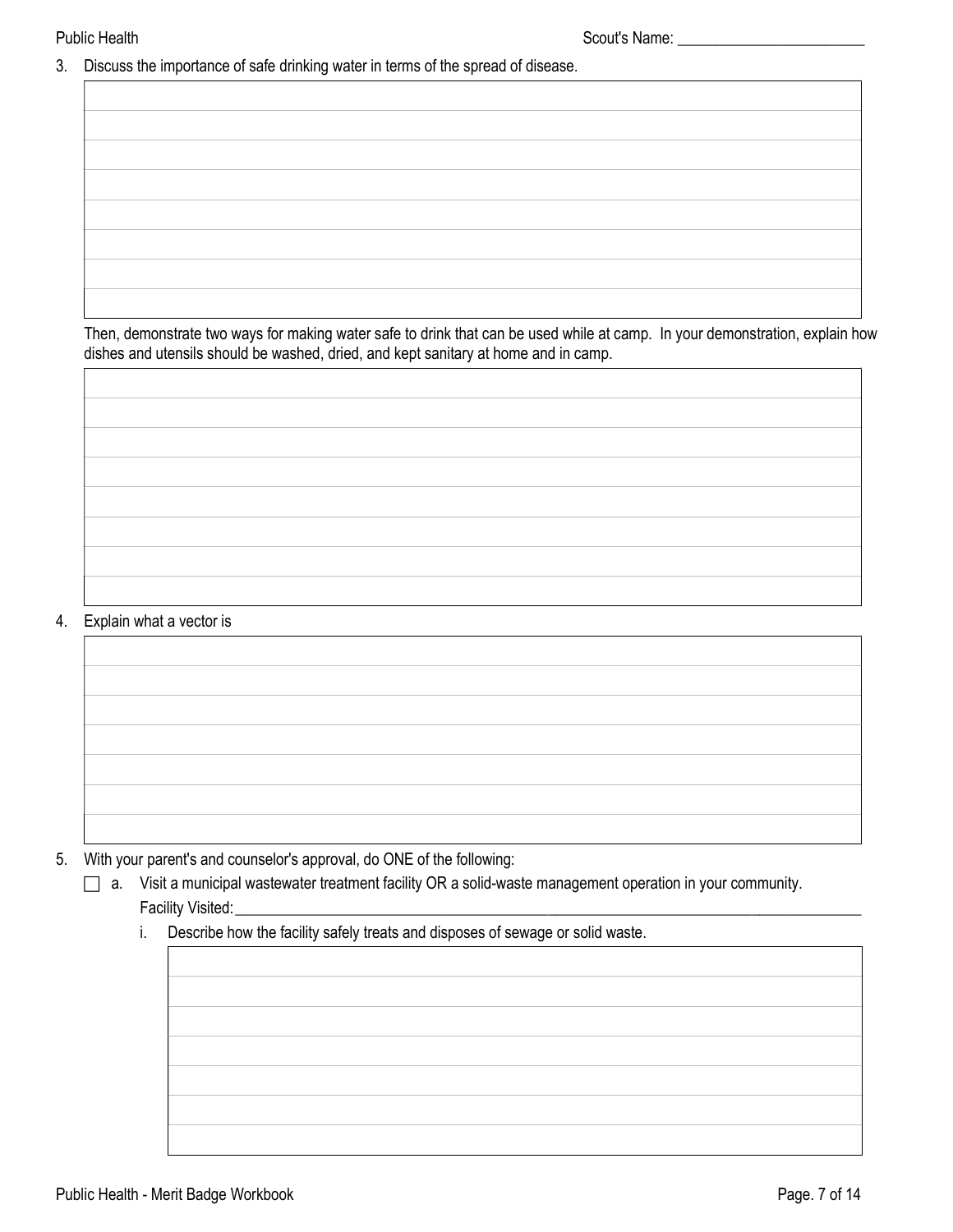3. Discuss the importance of safe drinking water in terms of the spread of disease.

Then, demonstrate two ways for making water safe to drink that can be used while at camp. In your demonstration, explain how dishes and utensils should be washed, dried, and kept sanitary at home and in camp.

4. Explain what a vector is

5. With your parent's and counselor's approval, do ONE of the following:

   - [ ] a. Visit a municipal wastewater treatment facility OR a solid-waste management operation in your community.
     Facility Visited: ______________________________

     i. Describe how the facility safely treats and disposes of sewage or solid waste.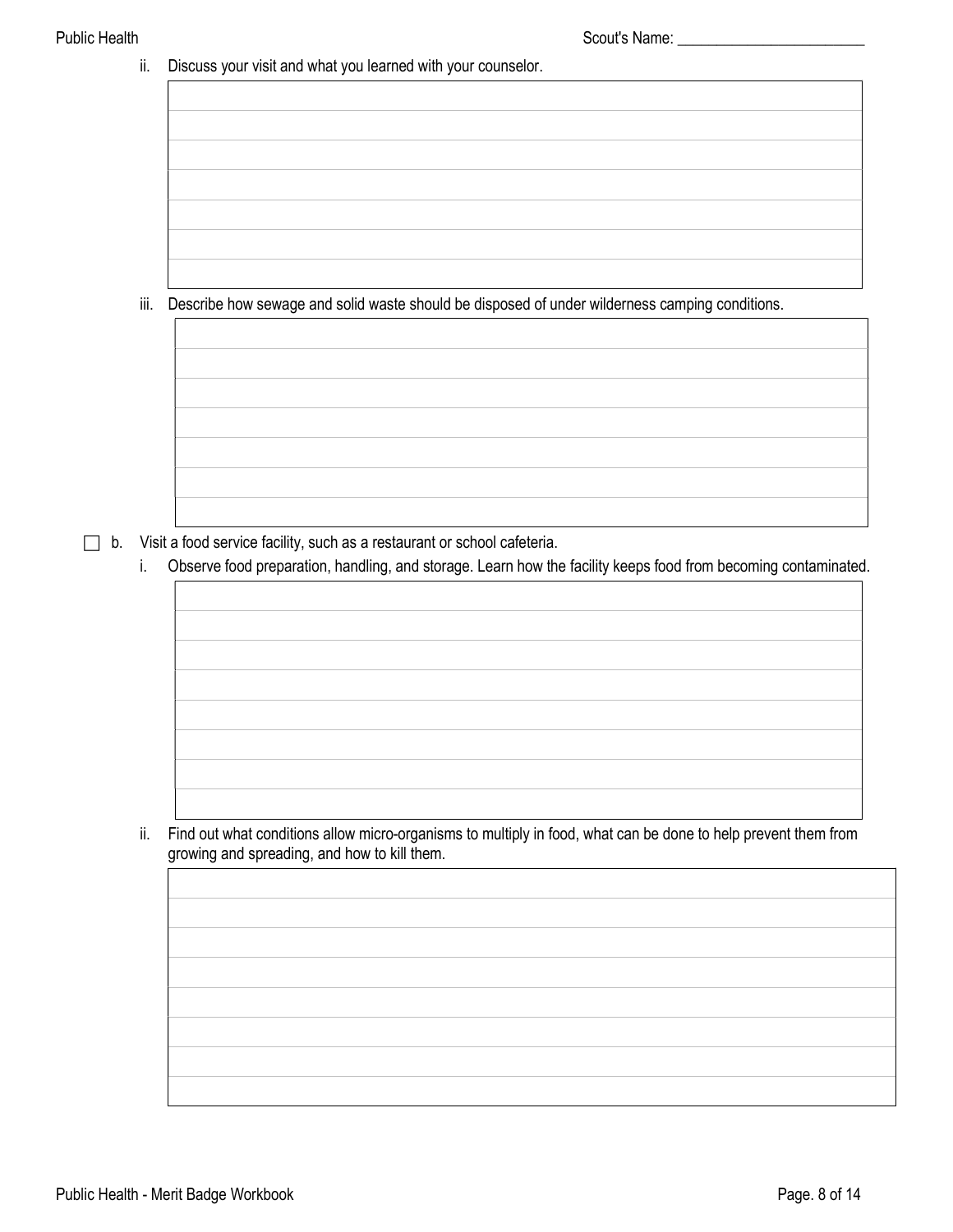ii. Discuss your visit and what you learned with your counselor.

iii. Describe how sewage and solid waste should be disposed of under wilderness camping conditions.

- [ ] b. Visit a food service facility, such as a restaurant or school cafeteria.

  i. Observe food preparation, handling, and storage. Learn how the facility keeps food from becoming contaminated.

  ii. Find out what conditions allow micro-organisms to multiply in food, what can be done to help prevent them from growing and spreading, and how to kill them.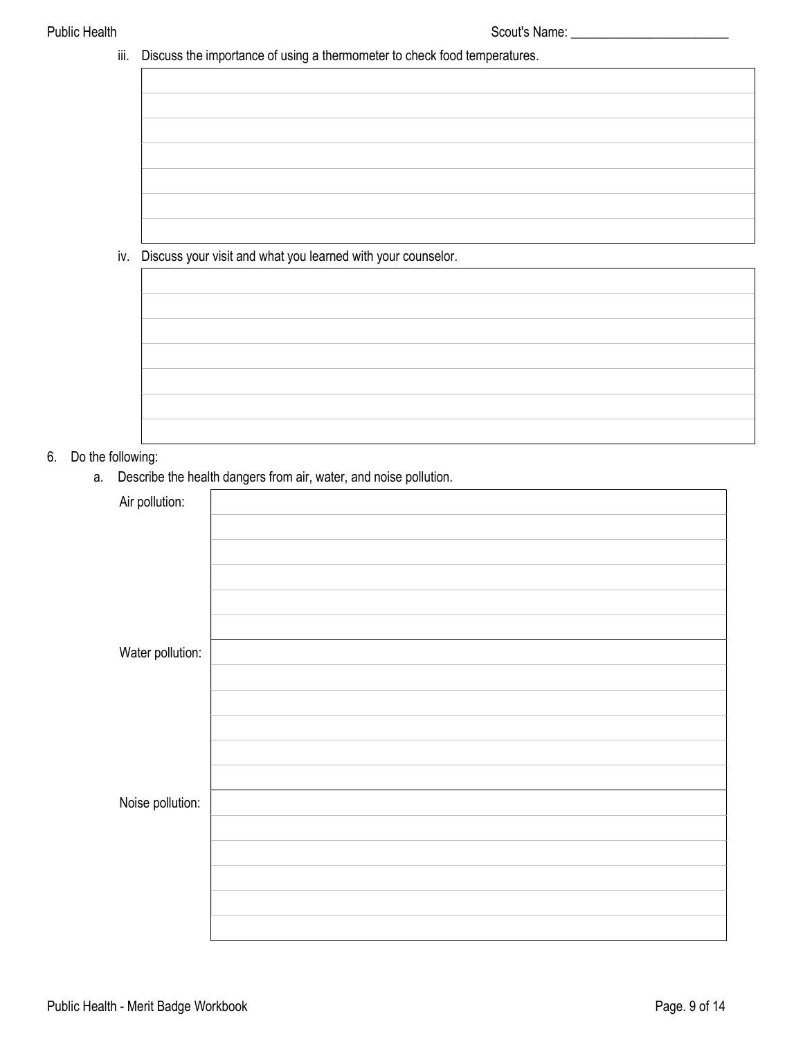iii. Discuss the importance of using a thermometer to check food temperatures.

iv. Discuss your visit and what you learned with your counselor.

6. Do the following:
   a. Describe the health dangers from air, water, and noise pollution.

| Air pollution: | |
|---|---|
| Water pollution: | |
| Noise pollution: | |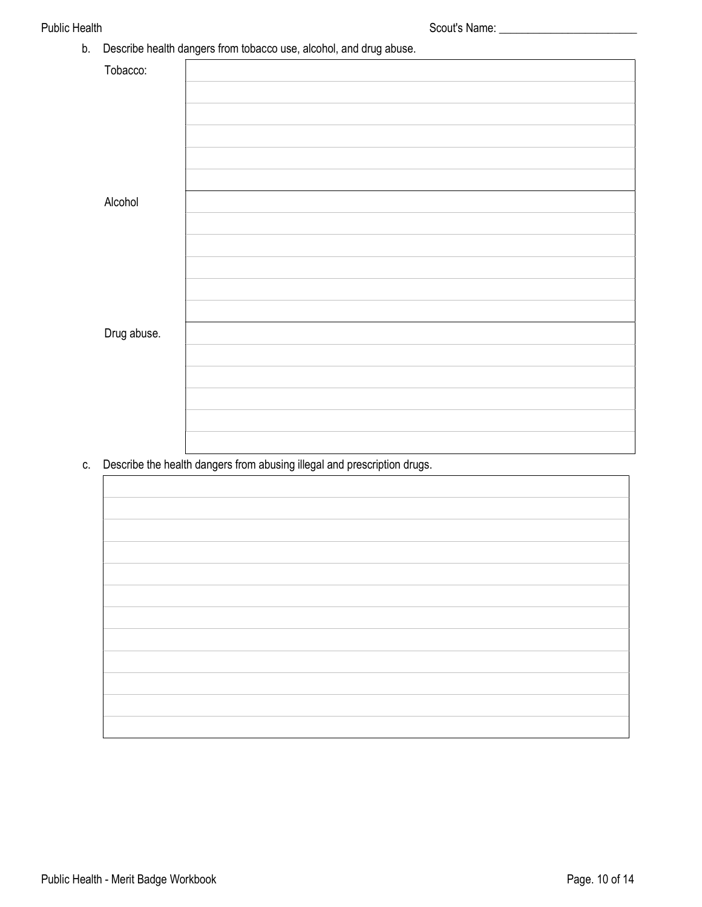b. Describe health dangers from tobacco use, alcohol, and drug abuse.

| Tobacco: | |
|---|---|
| | |
| | |
| | |
| | |
| | |
| Alcohol | |
| | |
| | |
| | |
| | |
| | |
| Drug abuse. | |
| | |
| | |
| | |
| | |
| | |

c. Describe the health dangers from abusing illegal and prescription drugs.

| |
|---|
| |
| |
| |
| |
| |
| |
| |
| |
| |
| |
| |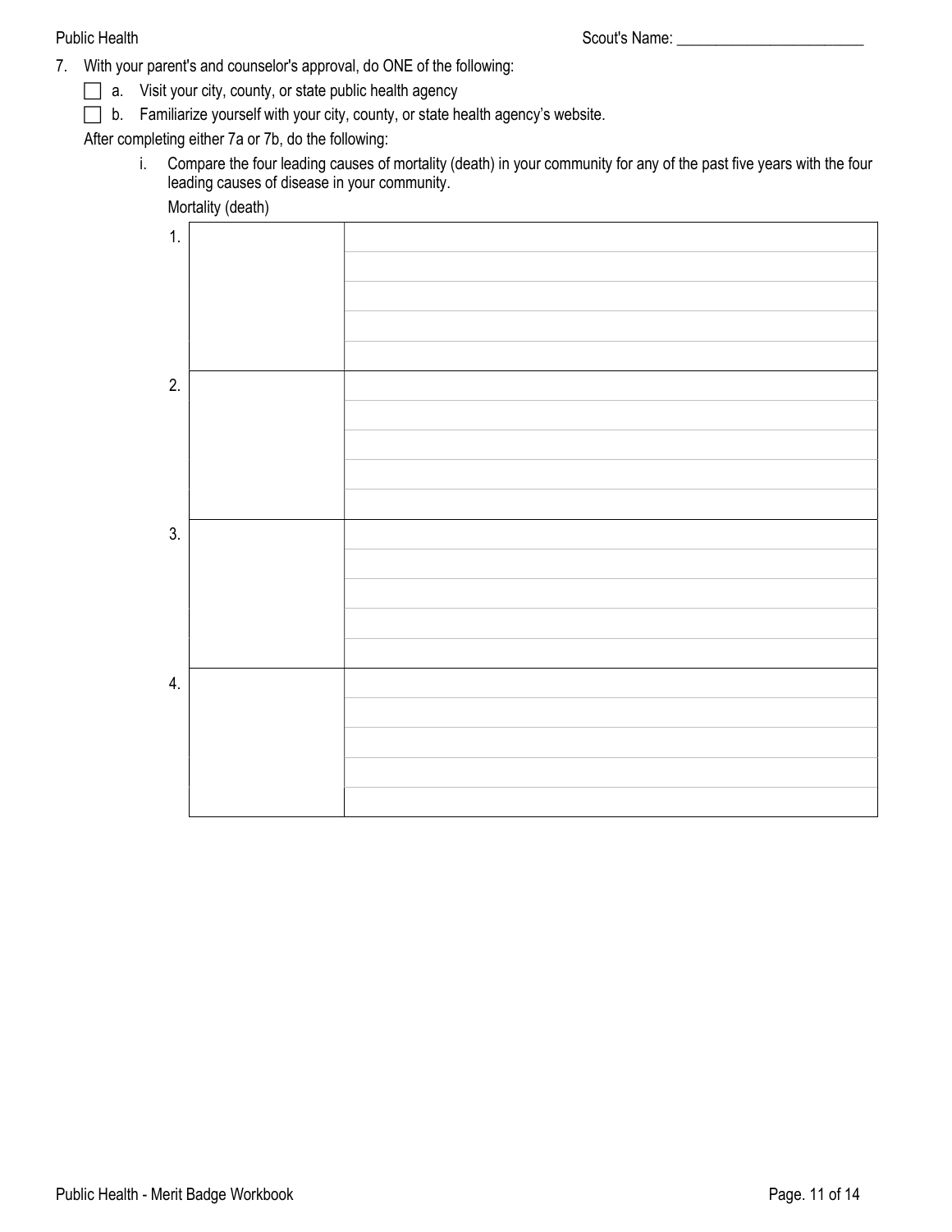7. With your parent's and counselor's approval, do ONE of the following:

- [ ] a. Visit your city, county, or state public health agency
- [ ] b. Familiarize yourself with your city, county, or state health agency's website.

After completing either 7a or 7b, do the following:

i. Compare the four leading causes of mortality (death) in your community for any of the past five years with the four leading causes of disease in your community.

Mortality (death)

| | | |
|---|---|---|
| 1. | | |
| | | |
| | | |
| | | |
| | | |
| 2. | | |
| | | |
| | | |
| | | |
| | | |
| 3. | | |
| | | |
| | | |
| | | |
| | | |
| 4. | | |
| | | |
| | | |
| | | |
| | | |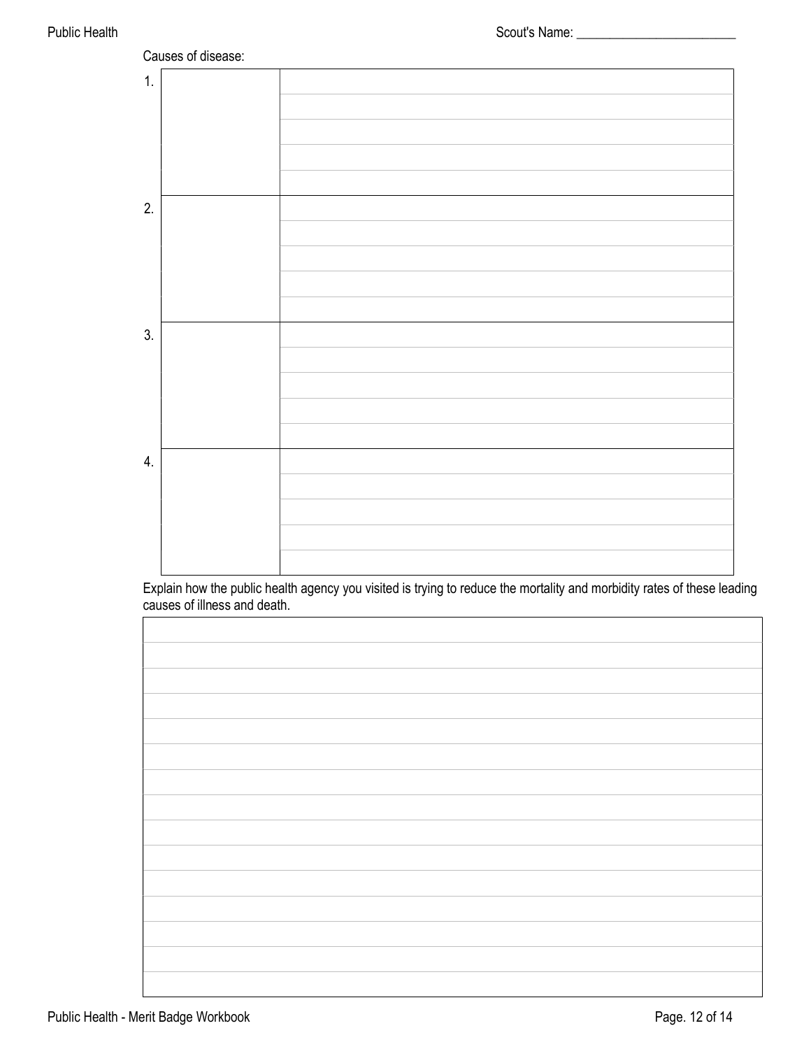Scout's Name: ________________________

Causes of disease:

| | | |
|---|---|---|
| 1. | | |
| 2. | | |
| 3. | | |
| 4. | | |

Explain how the public health agency you visited is trying to reduce the mortality and morbidity rates of these leading causes of illness and death.

| |
|---|
| |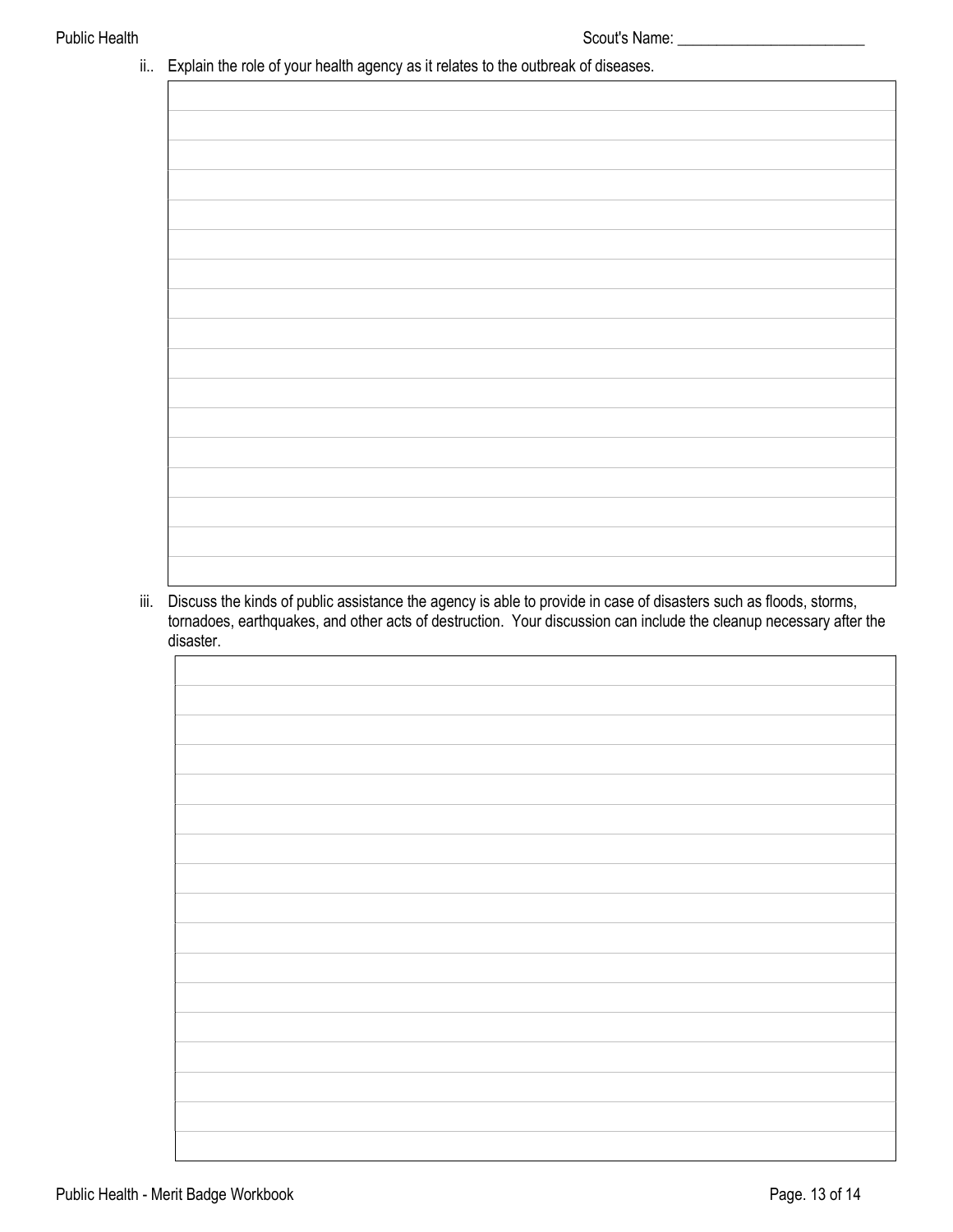ii.. Explain the role of your health agency as it relates to the outbreak of diseases.

iii. Discuss the kinds of public assistance the agency is able to provide in case of disasters such as floods, storms, tornadoes, earthquakes, and other acts of destruction. Your discussion can include the cleanup necessary after the disaster.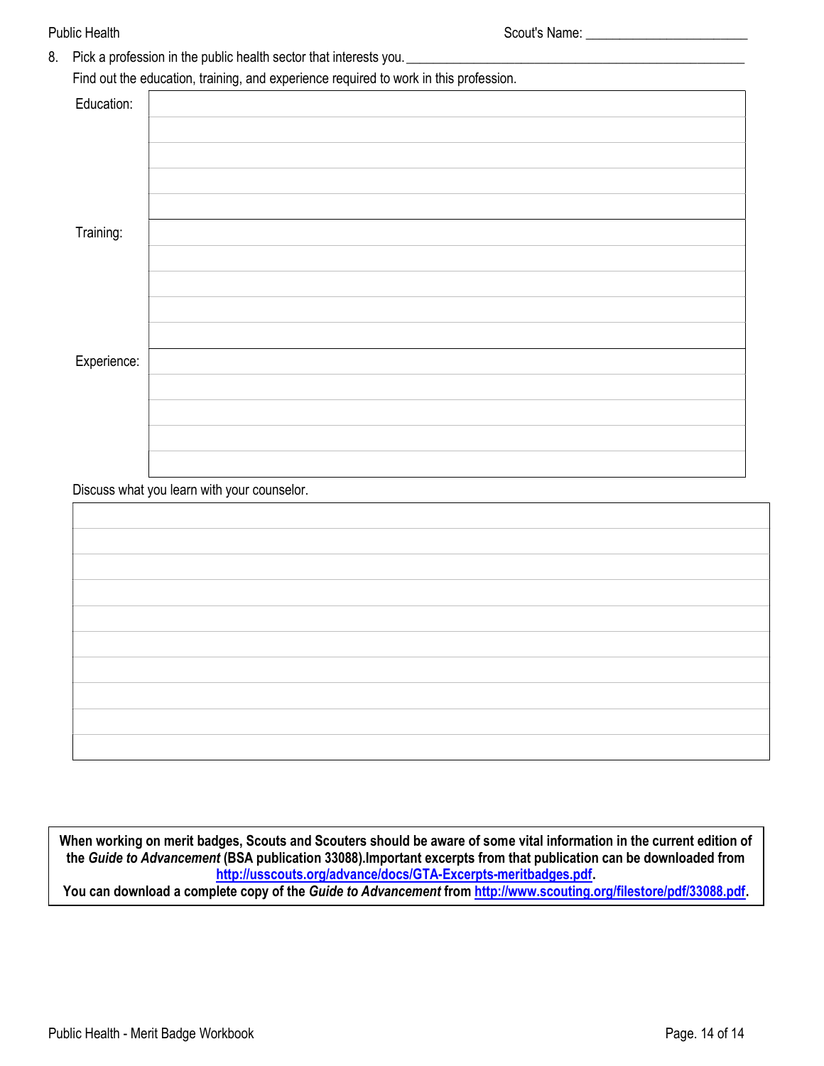Scout's Name: ________________________

8. Pick a profession in the public health sector that interests you. ______________________________________________

   Find out the education, training, and experience required to work in this profession.

| | |
|---|---|
| Education: | |
| | |
| | |
| | |
| | |
| Training: | |
| | |
| | |
| | |
| | |
| Experience: | |
| | |
| | |
| | |
| | |

   Discuss what you learn with your counselor.

| |
|---|
| |
| |
| |
| |
| |
| |
| |
| |
| |
| |

**When working on merit badges, Scouts and Scouters should be aware of some vital information in the current edition of the *Guide to Advancement* (BSA publication 33088).Important excerpts from that publication can be downloaded from [http://usscouts.org/advance/docs/GTA-Excerpts-meritbadges.pdf](http://usscouts.org/advance/docs/GTA-Excerpts-meritbadges.pdf).**
**You can download a complete copy of the *Guide to Advancement* from [http://www.scouting.org/filestore/pdf/33088.pdf](http://www.scouting.org/filestore/pdf/33088.pdf).**